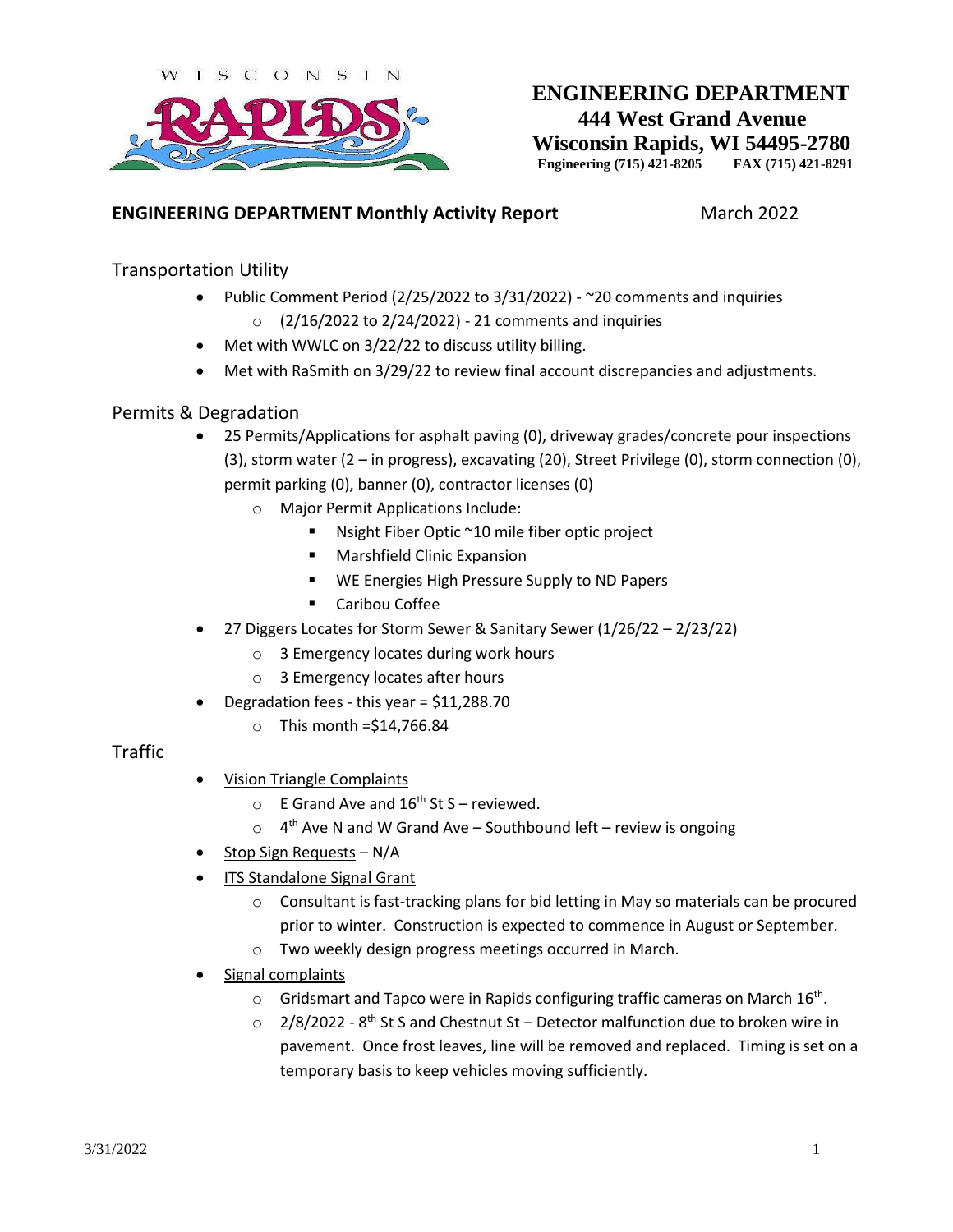WISCONSIN RAPIDS

**ENGINEERING DEPARTMENT**
**444 West Grand Avenue**
**Wisconsin Rapids, WI 54495-2780**
**Engineering (715) 421-8205 FAX (715) 421-8291**

## ENGINEERING DEPARTMENT Monthly Activity Report

March 2022

### Transportation Utility

- Public Comment Period (2/25/2022 to 3/31/2022) - ~20 comments and inquiries
  - (2/16/2022 to 2/24/2022) - 21 comments and inquiries
- Met with WWLC on 3/22/22 to discuss utility billing.
- Met with RaSmith on 3/29/22 to review final account discrepancies and adjustments.

### Permits & Degradation

- 25 Permits/Applications for asphalt paving (0), driveway grades/concrete pour inspections (3), storm water (2 – in progress), excavating (20), Street Privilege (0), storm connection (0), permit parking (0), banner (0), contractor licenses (0)
  - Major Permit Applications Include:
    - Nsight Fiber Optic ~10 mile fiber optic project
    - Marshfield Clinic Expansion
    - WE Energies High Pressure Supply to ND Papers
    - Caribou Coffee
- 27 Diggers Locates for Storm Sewer & Sanitary Sewer (1/26/22 – 2/23/22)
  - 3 Emergency locates during work hours
  - 3 Emergency locates after hours
- Degradation fees - this year = $11,288.70
  - This month =$14,766.84

### Traffic

- Vision Triangle Complaints
  - E Grand Ave and 16th St S – reviewed.
  - 4th Ave N and W Grand Ave – Southbound left – review is ongoing
- Stop Sign Requests – N/A
- ITS Standalone Signal Grant
  - Consultant is fast-tracking plans for bid letting in May so materials can be procured prior to winter. Construction is expected to commence in August or September.
  - Two weekly design progress meetings occurred in March.
- Signal complaints
  - Gridsmart and Tapco were in Rapids configuring traffic cameras on March 16th.
  - 2/8/2022 - 8th St S and Chestnut St – Detector malfunction due to broken wire in pavement. Once frost leaves, line will be removed and replaced. Timing is set on a temporary basis to keep vehicles moving sufficiently.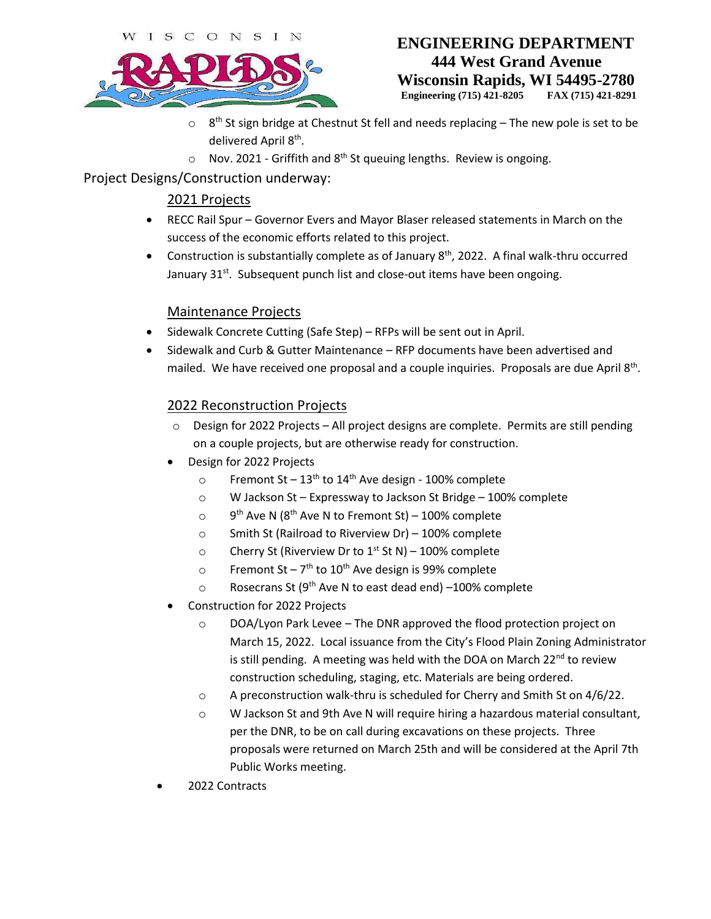- 8th St sign bridge at Chestnut St fell and needs replacing – The new pole is set to be delivered April 8th.
- Nov. 2021 - Griffith and 8th St queuing lengths. Review is ongoing.

## Project Designs/Construction underway:

### 2021 Projects

- RECC Rail Spur – Governor Evers and Mayor Blaser released statements in March on the success of the economic efforts related to this project.
- Construction is substantially complete as of January 8th, 2022. A final walk-thru occurred January 31st. Subsequent punch list and close-out items have been ongoing.

### Maintenance Projects

- Sidewalk Concrete Cutting (Safe Step) – RFPs will be sent out in April.
- Sidewalk and Curb & Gutter Maintenance – RFP documents have been advertised and mailed. We have received one proposal and a couple inquiries. Proposals are due April 8th.

### 2022 Reconstruction Projects

- Design for 2022 Projects – All project designs are complete. Permits are still pending on a couple projects, but are otherwise ready for construction.
- Design for 2022 Projects
  - Fremont St – 13th to 14th Ave design - 100% complete
  - W Jackson St – Expressway to Jackson St Bridge – 100% complete
  - 9th Ave N (8th Ave N to Fremont St) – 100% complete
  - Smith St (Railroad to Riverview Dr) – 100% complete
  - Cherry St (Riverview Dr to 1st St N) – 100% complete
  - Fremont St – 7th to 10th Ave design is 99% complete
  - Rosecrans St (9th Ave N to east dead end) –100% complete
- Construction for 2022 Projects
  - DOA/Lyon Park Levee – The DNR approved the flood protection project on March 15, 2022. Local issuance from the City's Flood Plain Zoning Administrator is still pending. A meeting was held with the DOA on March 22nd to review construction scheduling, staging, etc. Materials are being ordered.
  - A preconstruction walk-thru is scheduled for Cherry and Smith St on 4/6/22.
  - W Jackson St and 9th Ave N will require hiring a hazardous material consultant, per the DNR, to be on call during excavations on these projects. Three proposals were returned on March 25th and will be considered at the April 7th Public Works meeting.
- 2022 Contracts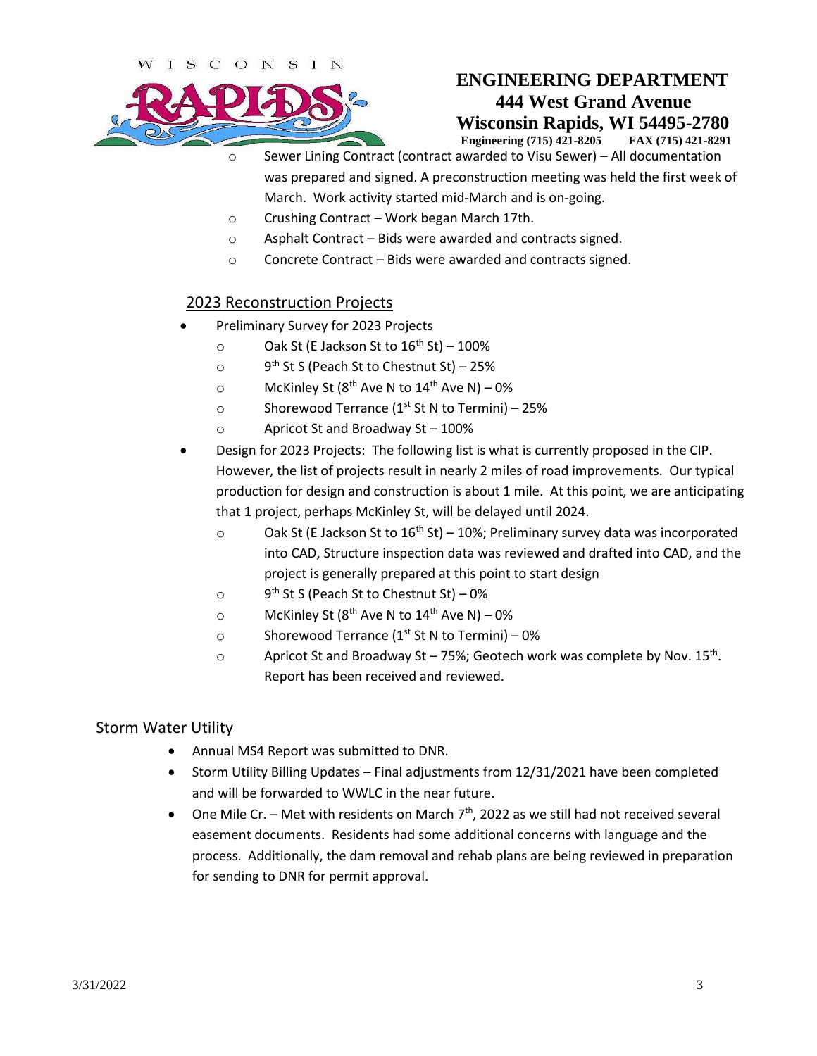- Sewer Lining Contract (contract awarded to Visu Sewer) – All documentation was prepared and signed. A preconstruction meeting was held the first week of March. Work activity started mid-March and is on-going.
- Crushing Contract – Work began March 17th.
- Asphalt Contract – Bids were awarded and contracts signed.
- Concrete Contract – Bids were awarded and contracts signed.

## 2023 Reconstruction Projects

- Preliminary Survey for 2023 Projects
  - Oak St (E Jackson St to 16th St) – 100%
  - 9th St S (Peach St to Chestnut St) – 25%
  - McKinley St (8th Ave N to 14th Ave N) – 0%
  - Shorewood Terrance (1st St N to Termini) – 25%
  - Apricot St and Broadway St – 100%
- Design for 2023 Projects: The following list is what is currently proposed in the CIP. However, the list of projects result in nearly 2 miles of road improvements. Our typical production for design and construction is about 1 mile. At this point, we are anticipating that 1 project, perhaps McKinley St, will be delayed until 2024.
  - Oak St (E Jackson St to 16th St) – 10%; Preliminary survey data was incorporated into CAD, Structure inspection data was reviewed and drafted into CAD, and the project is generally prepared at this point to start design
  - 9th St S (Peach St to Chestnut St) – 0%
  - McKinley St (8th Ave N to 14th Ave N) – 0%
  - Shorewood Terrance (1st St N to Termini) – 0%
  - Apricot St and Broadway St – 75%; Geotech work was complete by Nov. 15th. Report has been received and reviewed.

## Storm Water Utility

- Annual MS4 Report was submitted to DNR.
- Storm Utility Billing Updates – Final adjustments from 12/31/2021 have been completed and will be forwarded to WWLC in the near future.
- One Mile Cr. – Met with residents on March 7th, 2022 as we still had not received several easement documents. Residents had some additional concerns with language and the process. Additionally, the dam removal and rehab plans are being reviewed in preparation for sending to DNR for permit approval.